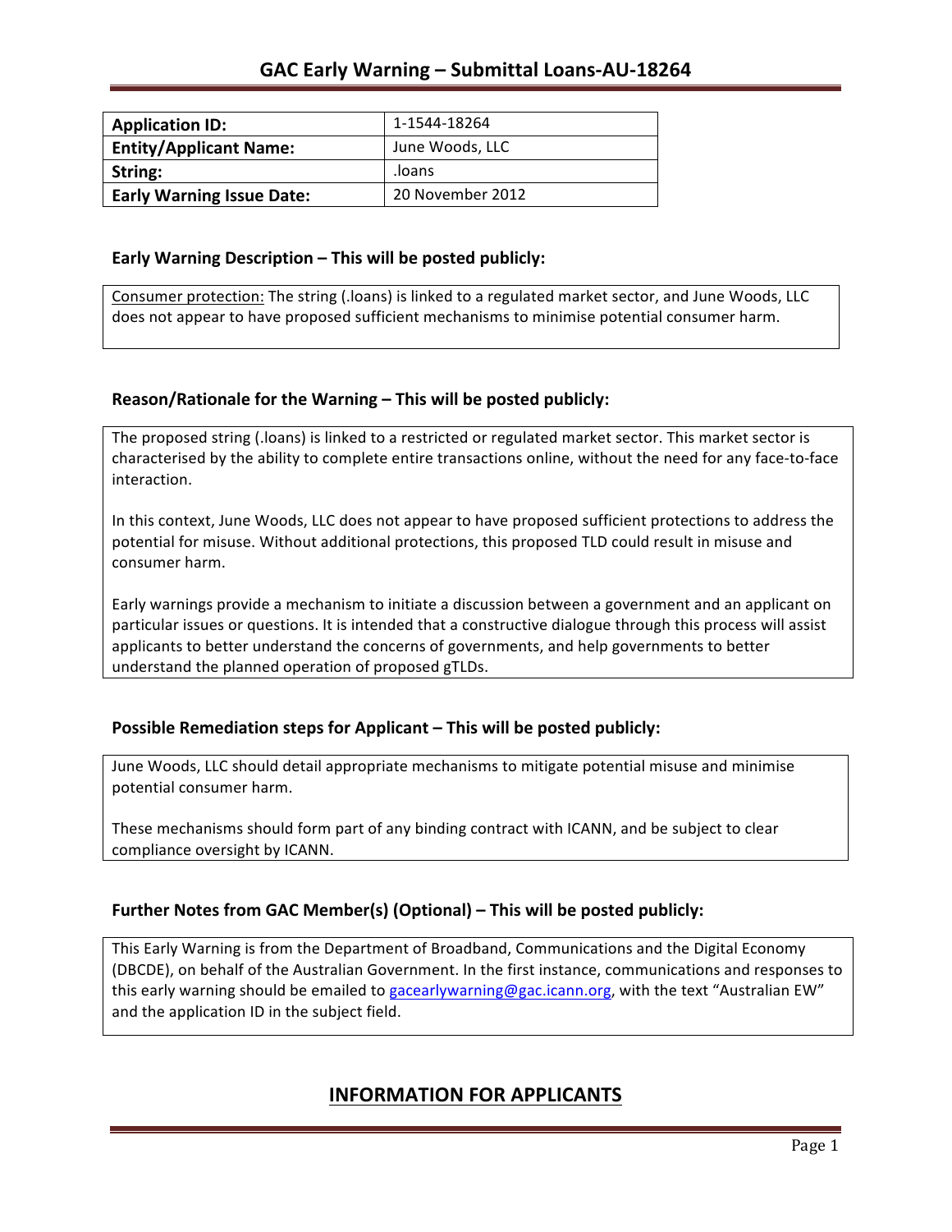# GAC Early Warning – Submittal Loans-AU-18264

| **Application ID:** | 1-1544-18264 |
|---|---|
| **Entity/Applicant Name:** | June Woods, LLC |
| **String:** | .loans |
| **Early Warning Issue Date:** | 20 November 2012 |

### Early Warning Description – This will be posted publicly:

Consumer protection: The string (.loans) is linked to a regulated market sector, and June Woods, LLC does not appear to have proposed sufficient mechanisms to minimise potential consumer harm.

### Reason/Rationale for the Warning – This will be posted publicly:

The proposed string (.loans) is linked to a restricted or regulated market sector. This market sector is characterised by the ability to complete entire transactions online, without the need for any face-to-face interaction.

In this context, June Woods, LLC does not appear to have proposed sufficient protections to address the potential for misuse. Without additional protections, this proposed TLD could result in misuse and consumer harm.

Early warnings provide a mechanism to initiate a discussion between a government and an applicant on particular issues or questions. It is intended that a constructive dialogue through this process will assist applicants to better understand the concerns of governments, and help governments to better understand the planned operation of proposed gTLDs.

### Possible Remediation steps for Applicant – This will be posted publicly:

June Woods, LLC should detail appropriate mechanisms to mitigate potential misuse and minimise potential consumer harm.

These mechanisms should form part of any binding contract with ICANN, and be subject to clear compliance oversight by ICANN.

### Further Notes from GAC Member(s) (Optional) – This will be posted publicly:

This Early Warning is from the Department of Broadband, Communications and the Digital Economy (DBCDE), on behalf of the Australian Government. In the first instance, communications and responses to this early warning should be emailed to gacearlywarning@gac.icann.org, with the text "Australian EW" and the application ID in the subject field.

## INFORMATION FOR APPLICANTS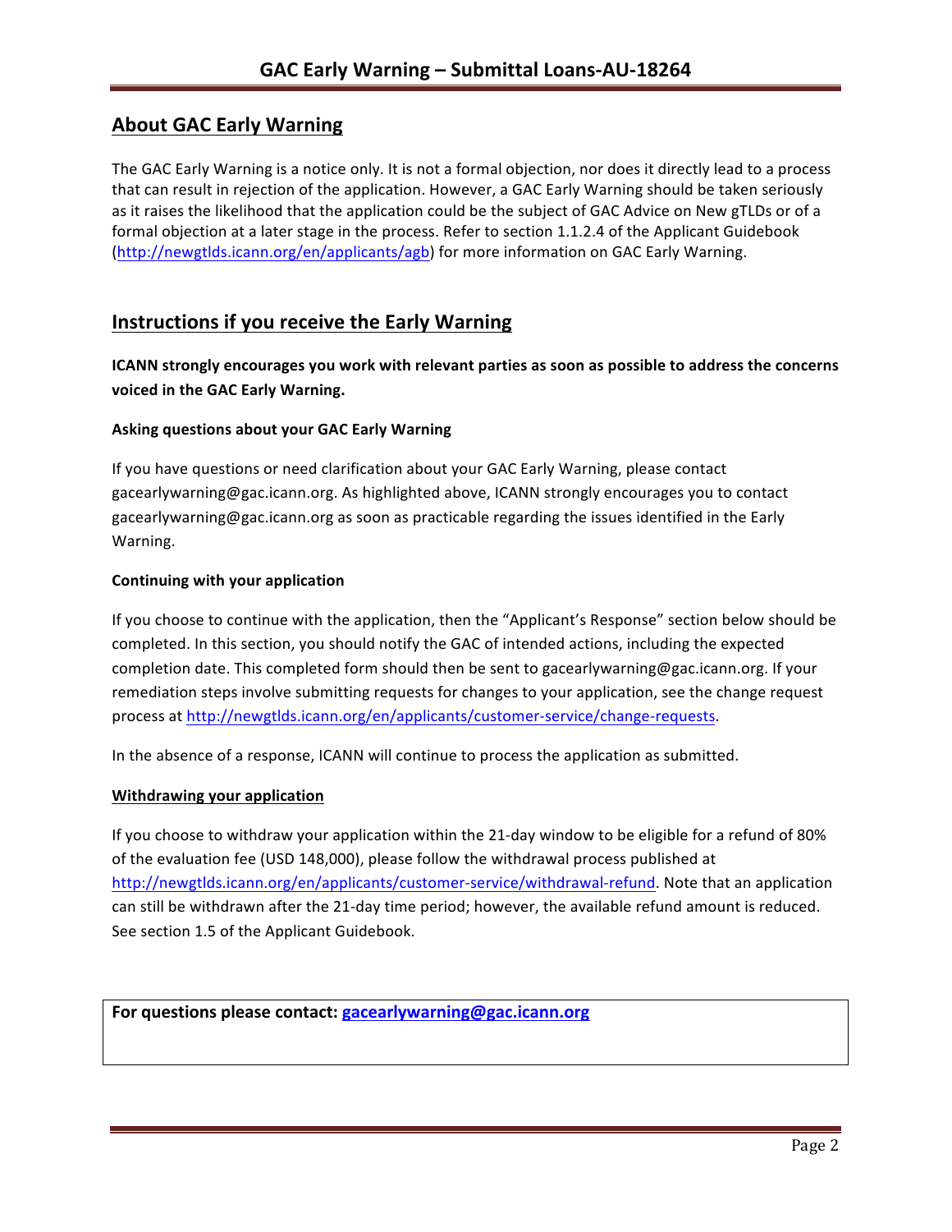## About GAC Early Warning

The GAC Early Warning is a notice only. It is not a formal objection, nor does it directly lead to a process that can result in rejection of the application. However, a GAC Early Warning should be taken seriously as it raises the likelihood that the application could be the subject of GAC Advice on New gTLDs or of a formal objection at a later stage in the process. Refer to section 1.1.2.4 of the Applicant Guidebook (http://newgtlds.icann.org/en/applicants/agb) for more information on GAC Early Warning.

## Instructions if you receive the Early Warning

**ICANN strongly encourages you work with relevant parties as soon as possible to address the concerns voiced in the GAC Early Warning.**

#### Asking questions about your GAC Early Warning

If you have questions or need clarification about your GAC Early Warning, please contact gacearlywarning@gac.icann.org. As highlighted above, ICANN strongly encourages you to contact gacearlywarning@gac.icann.org as soon as practicable regarding the issues identified in the Early Warning.

#### Continuing with your application

If you choose to continue with the application, then the "Applicant's Response" section below should be completed. In this section, you should notify the GAC of intended actions, including the expected completion date. This completed form should then be sent to gacearlywarning@gac.icann.org. If your remediation steps involve submitting requests for changes to your application, see the change request process at http://newgtlds.icann.org/en/applicants/customer-service/change-requests.

In the absence of a response, ICANN will continue to process the application as submitted.

#### Withdrawing your application

If you choose to withdraw your application within the 21-day window to be eligible for a refund of 80% of the evaluation fee (USD 148,000), please follow the withdrawal process published at http://newgtlds.icann.org/en/applicants/customer-service/withdrawal-refund. Note that an application can still be withdrawn after the 21-day time period; however, the available refund amount is reduced. See section 1.5 of the Applicant Guidebook.

**For questions please contact: gacearlywarning@gac.icann.org**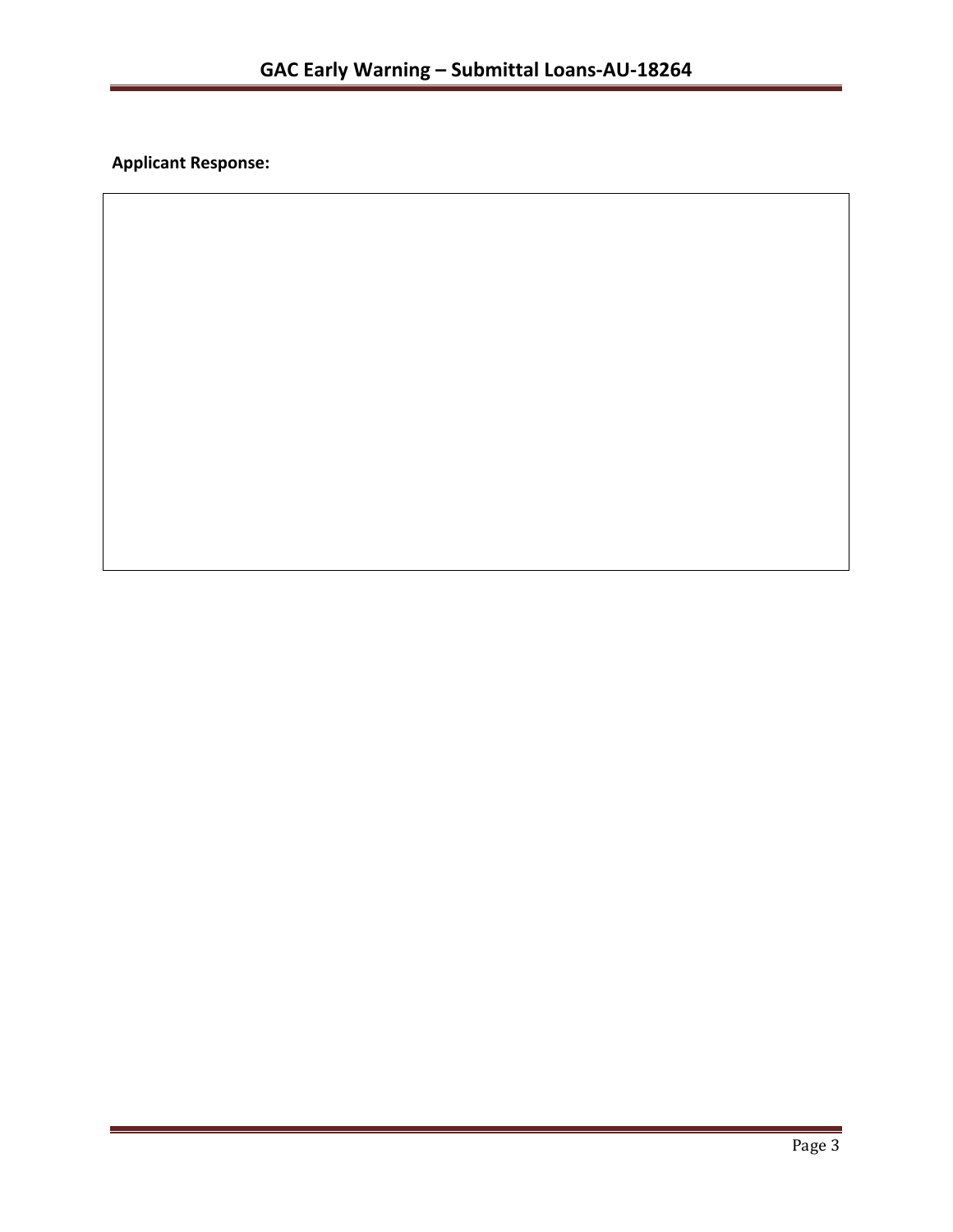**Applicant Response:**